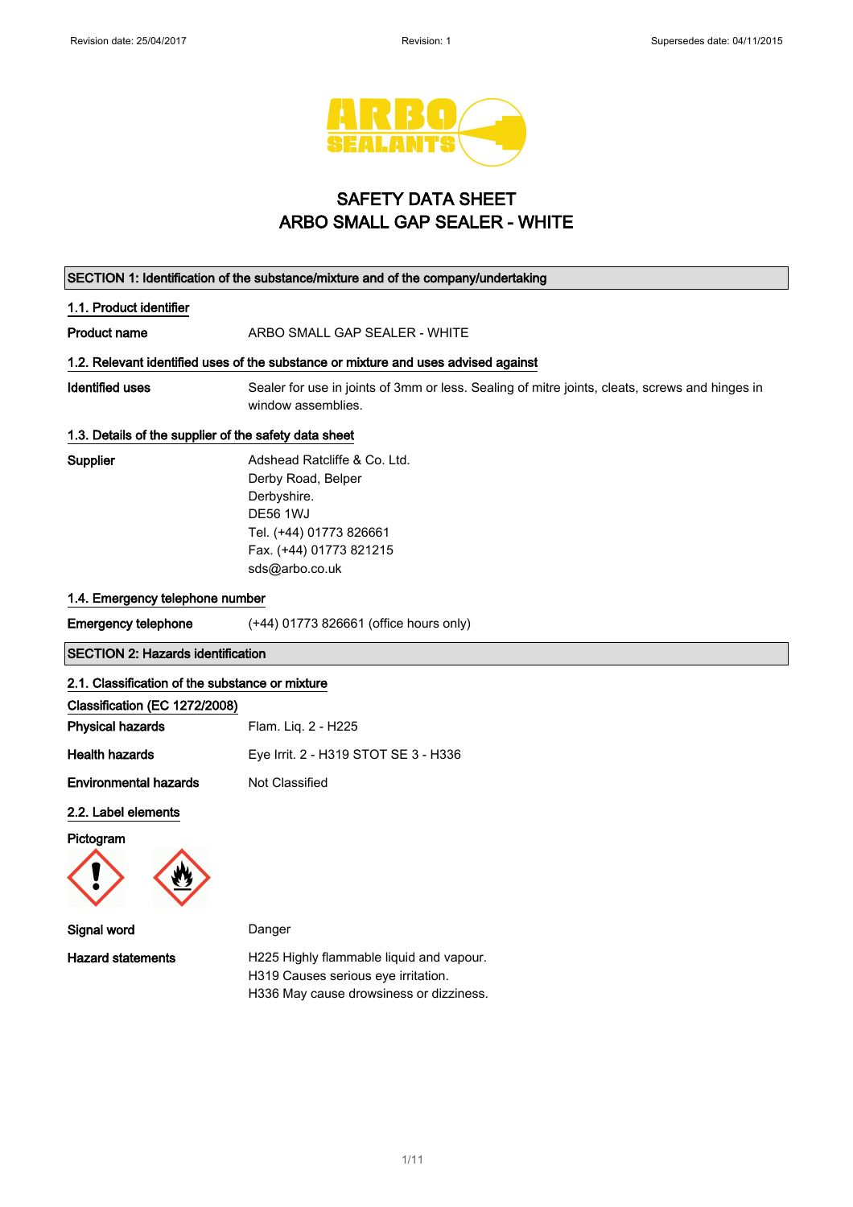Revision date: 25/04/2017 Revision: 1 Supersedes date: 04/11/2015

# SAFETY DATA SHEET
# ARBO SMALL GAP SEALER - WHITE

## SECTION 1: Identification of the substance/mixture and of the company/undertaking

### 1.1. Product identifier

**Product name** ARBO SMALL GAP SEALER - WHITE

### 1.2. Relevant identified uses of the substance or mixture and uses advised against

**Identified uses** Sealer for use in joints of 3mm or less. Sealing of mitre joints, cleats, screws and hinges in window assemblies.

### 1.3. Details of the supplier of the safety data sheet

**Supplier**
Adshead Ratcliffe & Co. Ltd.
Derby Road, Belper
Derbyshire.
DE56 1WJ
Tel. (+44) 01773 826661
Fax. (+44) 01773 821215
sds@arbo.co.uk

### 1.4. Emergency telephone number

**Emergency telephone** (+44) 01773 826661 (office hours only)

## SECTION 2: Hazards identification

### 2.1. Classification of the substance or mixture

**Classification (EC 1272/2008)**

**Physical hazards** Flam. Liq. 2 - H225

**Health hazards** Eye Irrit. 2 - H319 STOT SE 3 - H336

**Environmental hazards** Not Classified

### 2.2. Label elements

**Pictogram**

**Signal word** Danger

**Hazard statements**
H225 Highly flammable liquid and vapour.
H319 Causes serious eye irritation.
H336 May cause drowsiness or dizziness.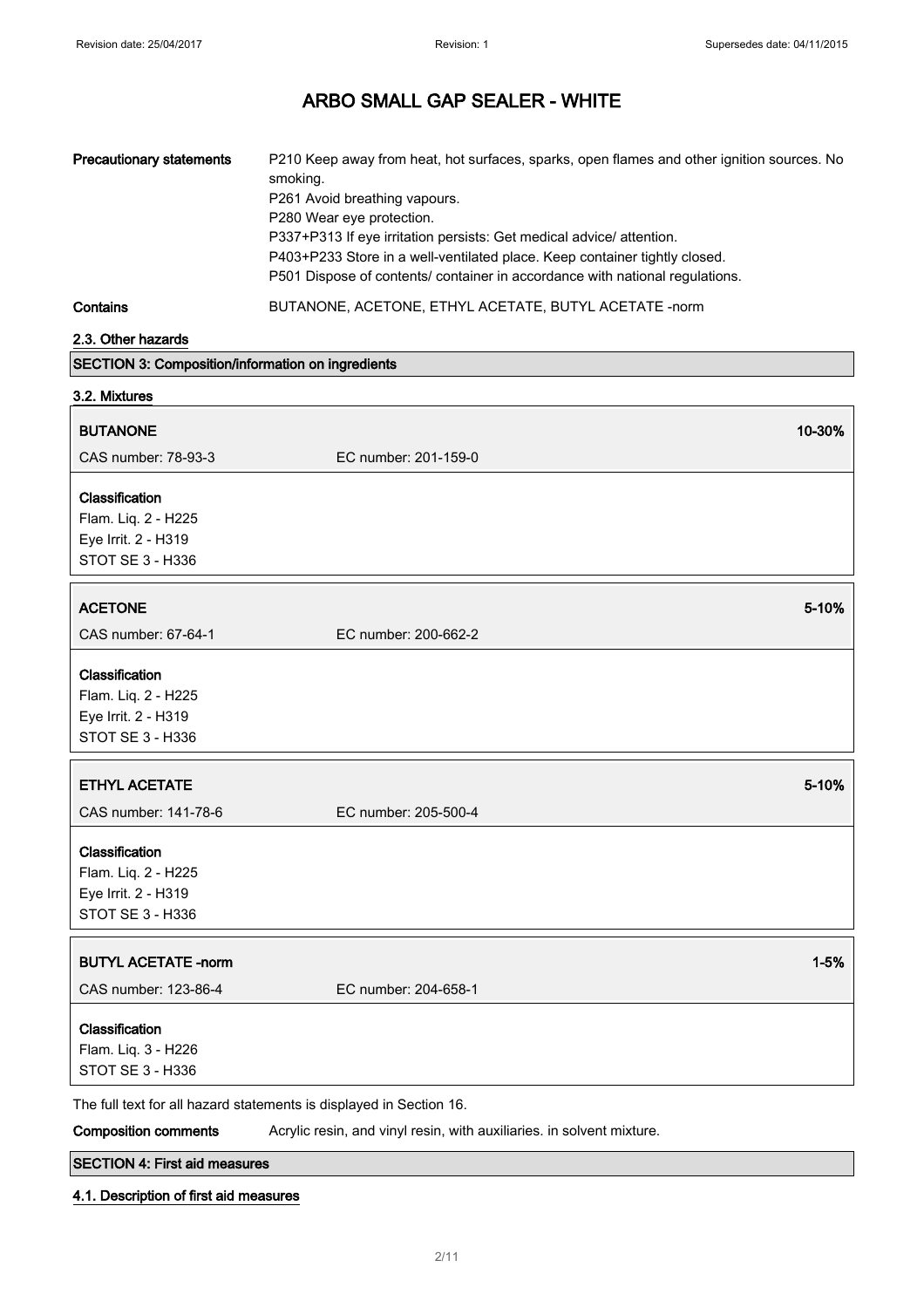# ARBO SMALL GAP SEALER - WHITE

**Precautionary statements** P210 Keep away from heat, hot surfaces, sparks, open flames and other ignition sources. No smoking.
P261 Avoid breathing vapours.
P280 Wear eye protection.
P337+P313 If eye irritation persists: Get medical advice/ attention.
P403+P233 Store in a well-ventilated place. Keep container tightly closed.
P501 Dispose of contents/ container in accordance with national regulations.

**Contains** BUTANONE, ACETONE, ETHYL ACETATE, BUTYL ACETATE -norm

### 2.3. Other hazards

## SECTION 3: Composition/information on ingredients

### 3.2. Mixtures

**BUTANONE** 10-30%

CAS number: 78-93-3 EC number: 201-159-0

**Classification**
Flam. Liq. 2 - H225
Eye Irrit. 2 - H319
STOT SE 3 - H336

**ACETONE** 5-10%

CAS number: 67-64-1 EC number: 200-662-2

**Classification**
Flam. Liq. 2 - H225
Eye Irrit. 2 - H319
STOT SE 3 - H336

**ETHYL ACETATE** 5-10%

CAS number: 141-78-6 EC number: 205-500-4

**Classification**
Flam. Liq. 2 - H225
Eye Irrit. 2 - H319
STOT SE 3 - H336

**BUTYL ACETATE -norm** 1-5%

CAS number: 123-86-4 EC number: 204-658-1

**Classification**
Flam. Liq. 3 - H226
STOT SE 3 - H336

The full text for all hazard statements is displayed in Section 16.

**Composition comments** Acrylic resin, and vinyl resin, with auxiliaries. in solvent mixture.

## SECTION 4: First aid measures

### 4.1. Description of first aid measures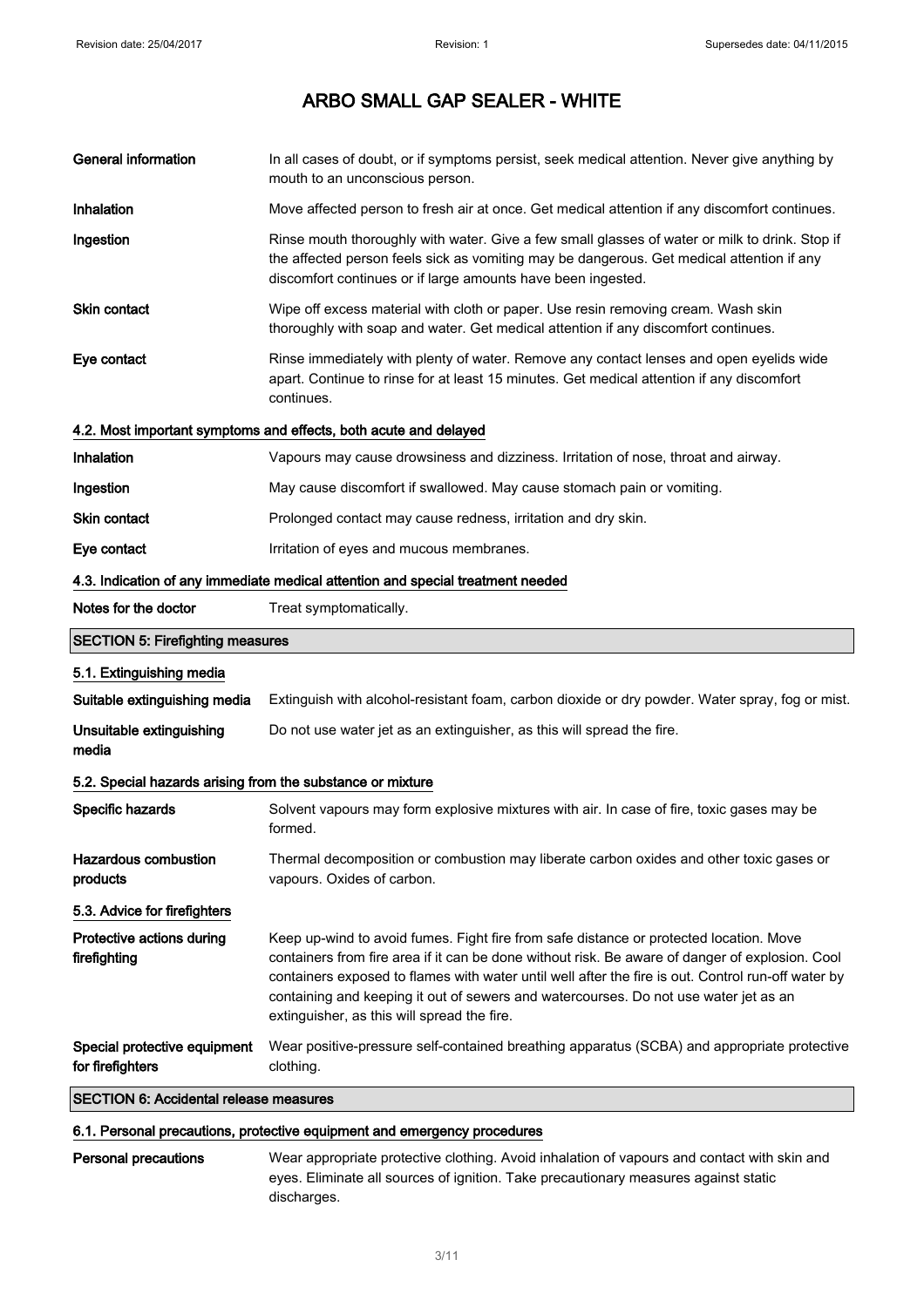| | |
|---|---|
| **General information** | In all cases of doubt, or if symptoms persist, seek medical attention. Never give anything by mouth to an unconscious person. |
| **Inhalation** | Move affected person to fresh air at once. Get medical attention if any discomfort continues. |
| **Ingestion** | Rinse mouth thoroughly with water. Give a few small glasses of water or milk to drink. Stop if the affected person feels sick as vomiting may be dangerous. Get medical attention if any discomfort continues or if large amounts have been ingested. |
| **Skin contact** | Wipe off excess material with cloth or paper. Use resin removing cream. Wash skin thoroughly with soap and water. Get medical attention if any discomfort continues. |
| **Eye contact** | Rinse immediately with plenty of water. Remove any contact lenses and open eyelids wide apart. Continue to rinse for at least 15 minutes. Get medical attention if any discomfort continues. |

### 4.2. Most important symptoms and effects, both acute and delayed

| | |
|---|---|
| **Inhalation** | Vapours may cause drowsiness and dizziness. Irritation of nose, throat and airway. |
| **Ingestion** | May cause discomfort if swallowed. May cause stomach pain or vomiting. |
| **Skin contact** | Prolonged contact may cause redness, irritation and dry skin. |
| **Eye contact** | Irritation of eyes and mucous membranes. |

### 4.3. Indication of any immediate medical attention and special treatment needed

| | |
|---|---|
| **Notes for the doctor** | Treat symptomatically. |

## SECTION 5: Firefighting measures

### 5.1. Extinguishing media

| | |
|---|---|
| **Suitable extinguishing media** | Extinguish with alcohol-resistant foam, carbon dioxide or dry powder. Water spray, fog or mist. |
| **Unsuitable extinguishing media** | Do not use water jet as an extinguisher, as this will spread the fire. |

### 5.2. Special hazards arising from the substance or mixture

| | |
|---|---|
| **Specific hazards** | Solvent vapours may form explosive mixtures with air. In case of fire, toxic gases may be formed. |
| **Hazardous combustion products** | Thermal decomposition or combustion may liberate carbon oxides and other toxic gases or vapours. Oxides of carbon. |

### 5.3. Advice for firefighters

| | |
|---|---|
| **Protective actions during firefighting** | Keep up-wind to avoid fumes. Fight fire from safe distance or protected location. Move containers from fire area if it can be done without risk. Be aware of danger of explosion. Cool containers exposed to flames with water until well after the fire is out. Control run-off water by containing and keeping it out of sewers and watercourses. Do not use water jet as an extinguisher, as this will spread the fire. |
| **Special protective equipment for firefighters** | Wear positive-pressure self-contained breathing apparatus (SCBA) and appropriate protective clothing. |

## SECTION 6: Accidental release measures

### 6.1. Personal precautions, protective equipment and emergency procedures

| | |
|---|---|
| **Personal precautions** | Wear appropriate protective clothing. Avoid inhalation of vapours and contact with skin and eyes. Eliminate all sources of ignition. Take precautionary measures against static discharges. |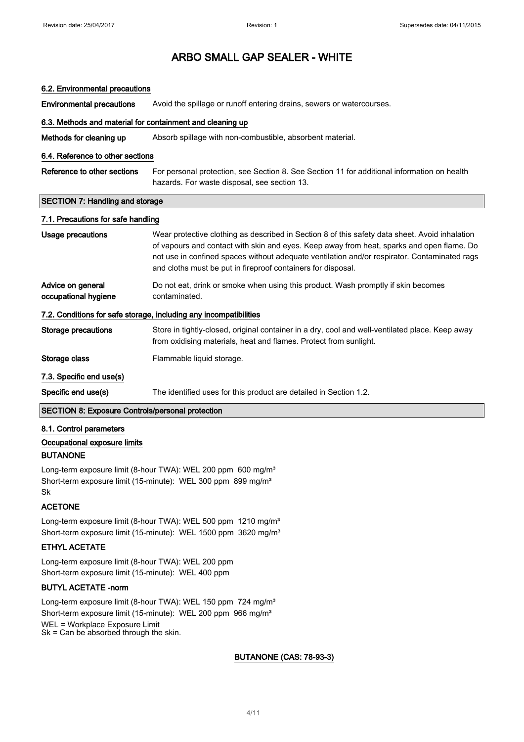# ARBO SMALL GAP SEALER - WHITE

### 6.2. Environmental precautions

**Environmental precautions** Avoid the spillage or runoff entering drains, sewers or watercourses.

### 6.3. Methods and material for containment and cleaning up

**Methods for cleaning up** Absorb spillage with non-combustible, absorbent material.

### 6.4. Reference to other sections

**Reference to other sections** For personal protection, see Section 8. See Section 11 for additional information on health hazards. For waste disposal, see section 13.

## SECTION 7: Handling and storage

### 7.1. Precautions for safe handling

**Usage precautions** Wear protective clothing as described in Section 8 of this safety data sheet. Avoid inhalation of vapours and contact with skin and eyes. Keep away from heat, sparks and open flame. Do not use in confined spaces without adequate ventilation and/or respirator. Contaminated rags and cloths must be put in fireproof containers for disposal.

**Advice on general occupational hygiene** Do not eat, drink or smoke when using this product. Wash promptly if skin becomes contaminated.

### 7.2. Conditions for safe storage, including any incompatibilities

**Storage precautions** Store in tightly-closed, original container in a dry, cool and well-ventilated place. Keep away from oxidising materials, heat and flames. Protect from sunlight.

**Storage class** Flammable liquid storage.

### 7.3. Specific end use(s)

**Specific end use(s)** The identified uses for this product are detailed in Section 1.2.

## SECTION 8: Exposure Controls/personal protection

### 8.1. Control parameters

**Occupational exposure limits**

**BUTANONE**

Long-term exposure limit (8-hour TWA): WEL 200 ppm 600 mg/m³
Short-term exposure limit (15-minute): WEL 300 ppm 899 mg/m³
Sk

**ACETONE**

Long-term exposure limit (8-hour TWA): WEL 500 ppm 1210 mg/m³
Short-term exposure limit (15-minute): WEL 1500 ppm 3620 mg/m³

**ETHYL ACETATE**

Long-term exposure limit (8-hour TWA): WEL 200 ppm
Short-term exposure limit (15-minute): WEL 400 ppm

**BUTYL ACETATE -norm**

Long-term exposure limit (8-hour TWA): WEL 150 ppm 724 mg/m³
Short-term exposure limit (15-minute): WEL 200 ppm 966 mg/m³
WEL = Workplace Exposure Limit
Sk = Can be absorbed through the skin.

**BUTANONE (CAS: 78-93-3)**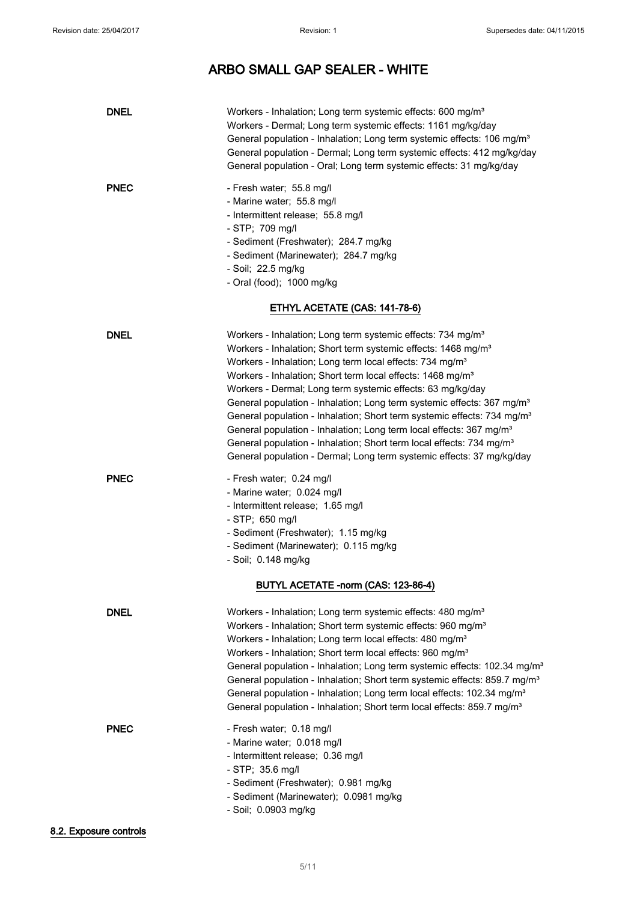| | |
|---|---|
| **DNEL** | Workers - Inhalation; Long term systemic effects: 600 mg/m³<br>Workers - Dermal; Long term systemic effects: 1161 mg/kg/day<br>General population - Inhalation; Long term systemic effects: 106 mg/m³<br>General population - Dermal; Long term systemic effects: 412 mg/kg/day<br>General population - Oral; Long term systemic effects: 31 mg/kg/day |
| **PNEC** | - Fresh water; 55.8 mg/l<br>- Marine water; 55.8 mg/l<br>- Intermittent release; 55.8 mg/l<br>- STP; 709 mg/l<br>- Sediment (Freshwater); 284.7 mg/kg<br>- Sediment (Marinewater); 284.7 mg/kg<br>- Soil; 22.5 mg/kg<br>- Oral (food); 1000 mg/kg |

**ETHYL ACETATE (CAS: 141-78-6)**

| | |
|---|---|
| **DNEL** | Workers - Inhalation; Long term systemic effects: 734 mg/m³<br>Workers - Inhalation; Short term systemic effects: 1468 mg/m³<br>Workers - Inhalation; Long term local effects: 734 mg/m³<br>Workers - Inhalation; Short term local effects: 1468 mg/m³<br>Workers - Dermal; Long term systemic effects: 63 mg/kg/day<br>General population - Inhalation; Long term systemic effects: 367 mg/m³<br>General population - Inhalation; Short term systemic effects: 734 mg/m³<br>General population - Inhalation; Long term local effects: 367 mg/m³<br>General population - Inhalation; Short term local effects: 734 mg/m³<br>General population - Dermal; Long term systemic effects: 37 mg/kg/day |
| **PNEC** | - Fresh water; 0.24 mg/l<br>- Marine water; 0.024 mg/l<br>- Intermittent release; 1.65 mg/l<br>- STP; 650 mg/l<br>- Sediment (Freshwater); 1.15 mg/kg<br>- Sediment (Marinewater); 0.115 mg/kg<br>- Soil; 0.148 mg/kg |

**BUTYL ACETATE -norm (CAS: 123-86-4)**

| | |
|---|---|
| **DNEL** | Workers - Inhalation; Long term systemic effects: 480 mg/m³<br>Workers - Inhalation; Short term systemic effects: 960 mg/m³<br>Workers - Inhalation; Long term local effects: 480 mg/m³<br>Workers - Inhalation; Short term local effects: 960 mg/m³<br>General population - Inhalation; Long term systemic effects: 102.34 mg/m³<br>General population - Inhalation; Short term systemic effects: 859.7 mg/m³<br>General population - Inhalation; Long term local effects: 102.34 mg/m³<br>General population - Inhalation; Short term local effects: 859.7 mg/m³ |
| **PNEC** | - Fresh water; 0.18 mg/l<br>- Marine water; 0.018 mg/l<br>- Intermittent release; 0.36 mg/l<br>- STP; 35.6 mg/l<br>- Sediment (Freshwater); 0.981 mg/kg<br>- Sediment (Marinewater); 0.0981 mg/kg<br>- Soil; 0.0903 mg/kg |

## 8.2. Exposure controls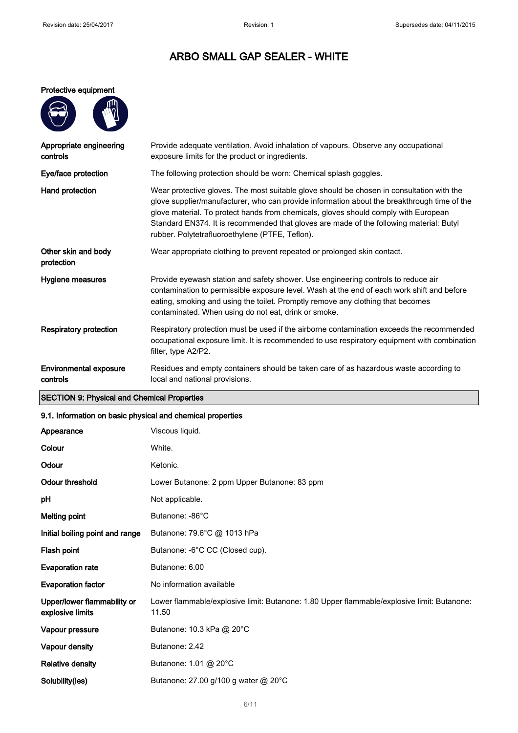# ARBO SMALL GAP SEALER - WHITE

**Protective equipment**

| | |
|---|---|
| **Appropriate engineering controls** | Provide adequate ventilation. Avoid inhalation of vapours. Observe any occupational exposure limits for the product or ingredients. |
| **Eye/face protection** | The following protection should be worn: Chemical splash goggles. |
| **Hand protection** | Wear protective gloves. The most suitable glove should be chosen in consultation with the glove supplier/manufacturer, who can provide information about the breakthrough time of the glove material. To protect hands from chemicals, gloves should comply with European Standard EN374. It is recommended that gloves are made of the following material: Butyl rubber. Polytetrafluoroethylene (PTFE, Teflon). |
| **Other skin and body protection** | Wear appropriate clothing to prevent repeated or prolonged skin contact. |
| **Hygiene measures** | Provide eyewash station and safety shower. Use engineering controls to reduce air contamination to permissible exposure level. Wash at the end of each work shift and before eating, smoking and using the toilet. Promptly remove any clothing that becomes contaminated. When using do not eat, drink or smoke. |
| **Respiratory protection** | Respiratory protection must be used if the airborne contamination exceeds the recommended occupational exposure limit. It is recommended to use respiratory equipment with combination filter, type A2/P2. |
| **Environmental exposure controls** | Residues and empty containers should be taken care of as hazardous waste according to local and national provisions. |

## SECTION 9: Physical and Chemical Properties

### 9.1. Information on basic physical and chemical properties

| | |
|---|---|
| **Appearance** | Viscous liquid. |
| **Colour** | White. |
| **Odour** | Ketonic. |
| **Odour threshold** | Lower Butanone: 2 ppm Upper Butanone: 83 ppm |
| **pH** | Not applicable. |
| **Melting point** | Butanone: -86°C |
| **Initial boiling point and range** | Butanone: 79.6°C @ 1013 hPa |
| **Flash point** | Butanone: -6°C CC (Closed cup). |
| **Evaporation rate** | Butanone: 6.00 |
| **Evaporation factor** | No information available |
| **Upper/lower flammability or explosive limits** | Lower flammable/explosive limit: Butanone: 1.80 Upper flammable/explosive limit: Butanone: 11.50 |
| **Vapour pressure** | Butanone: 10.3 kPa @ 20°C |
| **Vapour density** | Butanone: 2.42 |
| **Relative density** | Butanone: 1.01 @ 20°C |
| **Solubility(ies)** | Butanone: 27.00 g/100 g water @ 20°C |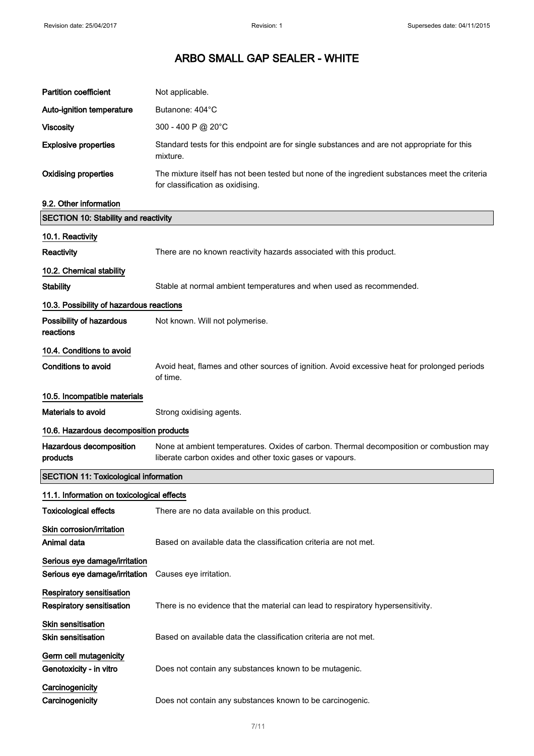# ARBO SMALL GAP SEALER - WHITE

| | |
|---|---|
| **Partition coefficient** | Not applicable. |
| **Auto-ignition temperature** | Butanone: 404°C |
| **Viscosity** | 300 - 400 P @ 20°C |
| **Explosive properties** | Standard tests for this endpoint are for single substances and are not appropriate for this mixture. |
| **Oxidising properties** | The mixture itself has not been tested but none of the ingredient substances meet the criteria for classification as oxidising. |

### 9.2. Other information

## SECTION 10: Stability and reactivity

### 10.1. Reactivity

**Reactivity** There are no known reactivity hazards associated with this product.

### 10.2. Chemical stability

**Stability** Stable at normal ambient temperatures and when used as recommended.

### 10.3. Possibility of hazardous reactions

**Possibility of hazardous reactions** Not known. Will not polymerise.

### 10.4. Conditions to avoid

**Conditions to avoid** Avoid heat, flames and other sources of ignition. Avoid excessive heat for prolonged periods of time.

### 10.5. Incompatible materials

**Materials to avoid** Strong oxidising agents.

### 10.6. Hazardous decomposition products

**Hazardous decomposition products** None at ambient temperatures. Oxides of carbon. Thermal decomposition or combustion may liberate carbon oxides and other toxic gases or vapours.

## SECTION 11: Toxicological information

### 11.1. Information on toxicological effects

**Toxicological effects** There are no data available on this product.

**Skin corrosion/irritation**

**Animal data** Based on available data the classification criteria are not met.

**Serious eye damage/irritation**

**Serious eye damage/irritation** Causes eye irritation.

**Respiratory sensitisation**

**Respiratory sensitisation** There is no evidence that the material can lead to respiratory hypersensitivity.

**Skin sensitisation**

**Skin sensitisation** Based on available data the classification criteria are not met.

**Germ cell mutagenicity**

**Genotoxicity - in vitro** Does not contain any substances known to be mutagenic.

**Carcinogenicity**

**Carcinogenicity** Does not contain any substances known to be carcinogenic.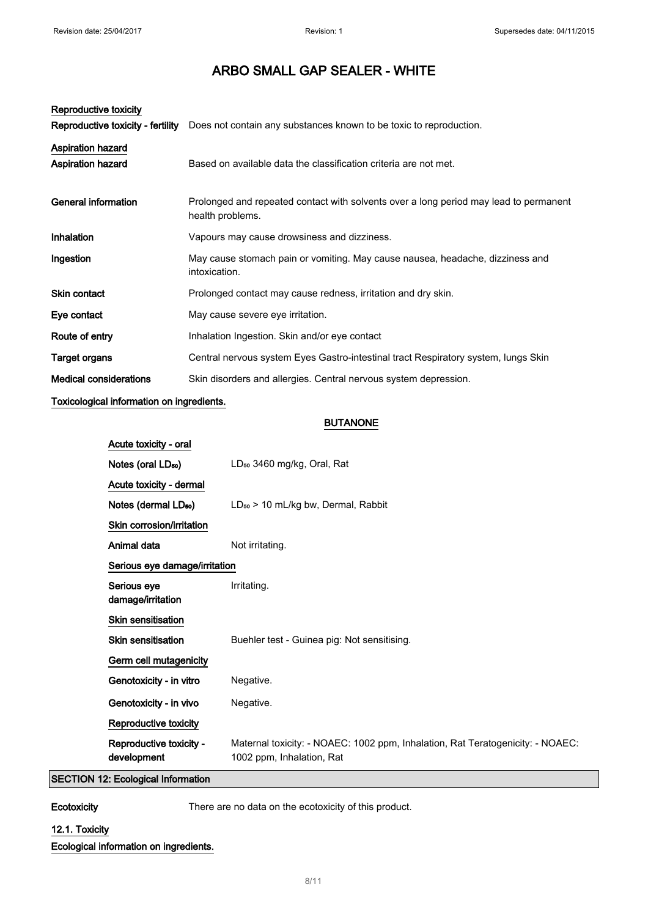# ARBO SMALL GAP SEALER - WHITE

**Reproductive toxicity**

| | |
|---|---|
| **Reproductive toxicity - fertility** | Does not contain any substances known to be toxic to reproduction. |

**Aspiration hazard**

| | |
|---|---|
| **Aspiration hazard** | Based on available data the classification criteria are not met. |

| | |
|---|---|
| **General information** | Prolonged and repeated contact with solvents over a long period may lead to permanent health problems. |
| **Inhalation** | Vapours may cause drowsiness and dizziness. |
| **Ingestion** | May cause stomach pain or vomiting. May cause nausea, headache, dizziness and intoxication. |
| **Skin contact** | Prolonged contact may cause redness, irritation and dry skin. |
| **Eye contact** | May cause severe eye irritation. |
| **Route of entry** | Inhalation Ingestion. Skin and/or eye contact |
| **Target organs** | Central nervous system Eyes Gastro-intestinal tract Respiratory system, lungs Skin |
| **Medical considerations** | Skin disorders and allergies. Central nervous system depression. |

**Toxicological information on ingredients.**

**BUTANONE**

**Acute toxicity - oral**

| | |
|---|---|
| **Notes (oral $LD_{50}$)** | $LD_{50}$ 3460 mg/kg, Oral, Rat |

**Acute toxicity - dermal**

| | |
|---|---|
| **Notes (dermal $LD_{50}$)** | $LD_{50}$ > 10 mL/kg bw, Dermal, Rabbit |

**Skin corrosion/irritation**

| | |
|---|---|
| **Animal data** | Not irritating. |

**Serious eye damage/irritation**

| | |
|---|---|
| **Serious eye damage/irritation** | Irritating. |

**Skin sensitisation**

| | |
|---|---|
| **Skin sensitisation** | Buehler test - Guinea pig: Not sensitising. |

**Germ cell mutagenicity**

| | |
|---|---|
| **Genotoxicity - in vitro** | Negative. |
| **Genotoxicity - in vivo** | Negative. |

**Reproductive toxicity**

| | |
|---|---|
| **Reproductive toxicity - development** | Maternal toxicity: - NOAEC: 1002 ppm, Inhalation, Rat Teratogenicity: - NOAEC: 1002 ppm, Inhalation, Rat |

## SECTION 12: Ecological Information

| | |
|---|---|
| **Ecotoxicity** | There are no data on the ecotoxicity of this product. |

### 12.1. Toxicity

**Ecological information on ingredients.**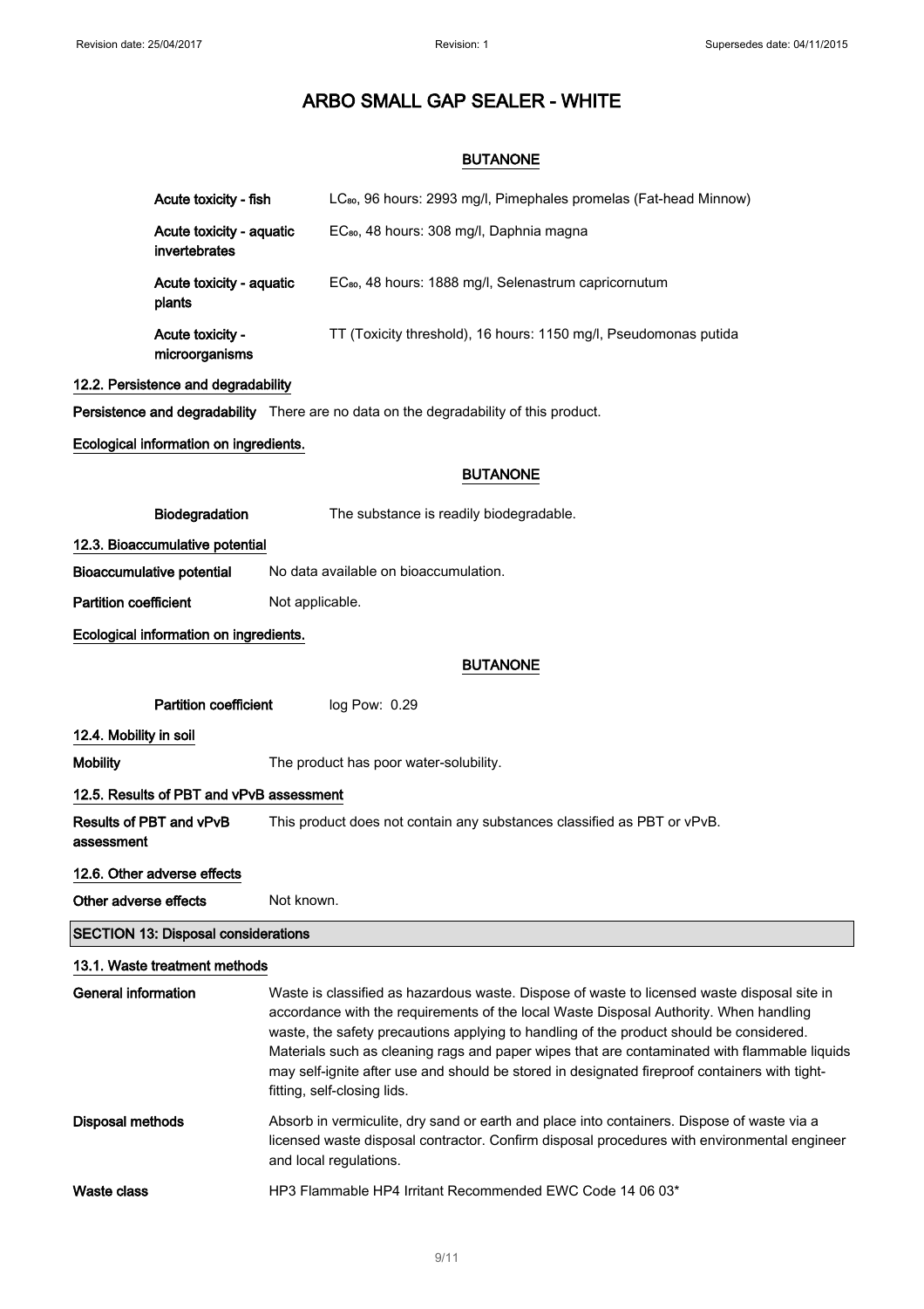# ARBO SMALL GAP SEALER - WHITE

### BUTANONE

| | |
|---|---|
| Acute toxicity - fish | $LC_{80}$, 96 hours: 2993 mg/l, Pimephales promelas (Fat-head Minnow) |
| Acute toxicity - aquatic invertebrates | $EC_{80}$, 48 hours: 308 mg/l, Daphnia magna |
| Acute toxicity - aquatic plants | $EC_{80}$, 48 hours: 1888 mg/l, Selenastrum capricornutum |
| Acute toxicity - microorganisms | TT (Toxicity threshold), 16 hours: 1150 mg/l, Pseudomonas putida |

### 12.2. Persistence and degradability

**Persistence and degradability** There are no data on the degradability of this product.

**Ecological information on ingredients.**

### BUTANONE

**Biodegradation** The substance is readily biodegradable.

### 12.3. Bioaccumulative potential

**Bioaccumulative potential** No data available on bioaccumulation.

**Partition coefficient** Not applicable.

**Ecological information on ingredients.**

### BUTANONE

**Partition coefficient** log Pow: 0.29

### 12.4. Mobility in soil

**Mobility** The product has poor water-solubility.

### 12.5. Results of PBT and vPvB assessment

**Results of PBT and vPvB assessment** This product does not contain any substances classified as PBT or vPvB.

### 12.6. Other adverse effects

**Other adverse effects** Not known.

## SECTION 13: Disposal considerations

### 13.1. Waste treatment methods

**General information** Waste is classified as hazardous waste. Dispose of waste to licensed waste disposal site in accordance with the requirements of the local Waste Disposal Authority. When handling waste, the safety precautions applying to handling of the product should be considered. Materials such as cleaning rags and paper wipes that are contaminated with flammable liquids may self-ignite after use and should be stored in designated fireproof containers with tight-fitting, self-closing lids.

**Disposal methods** Absorb in vermiculite, dry sand or earth and place into containers. Dispose of waste via a licensed waste disposal contractor. Confirm disposal procedures with environmental engineer and local regulations.

**Waste class** HP3 Flammable HP4 Irritant Recommended EWC Code 14 06 03*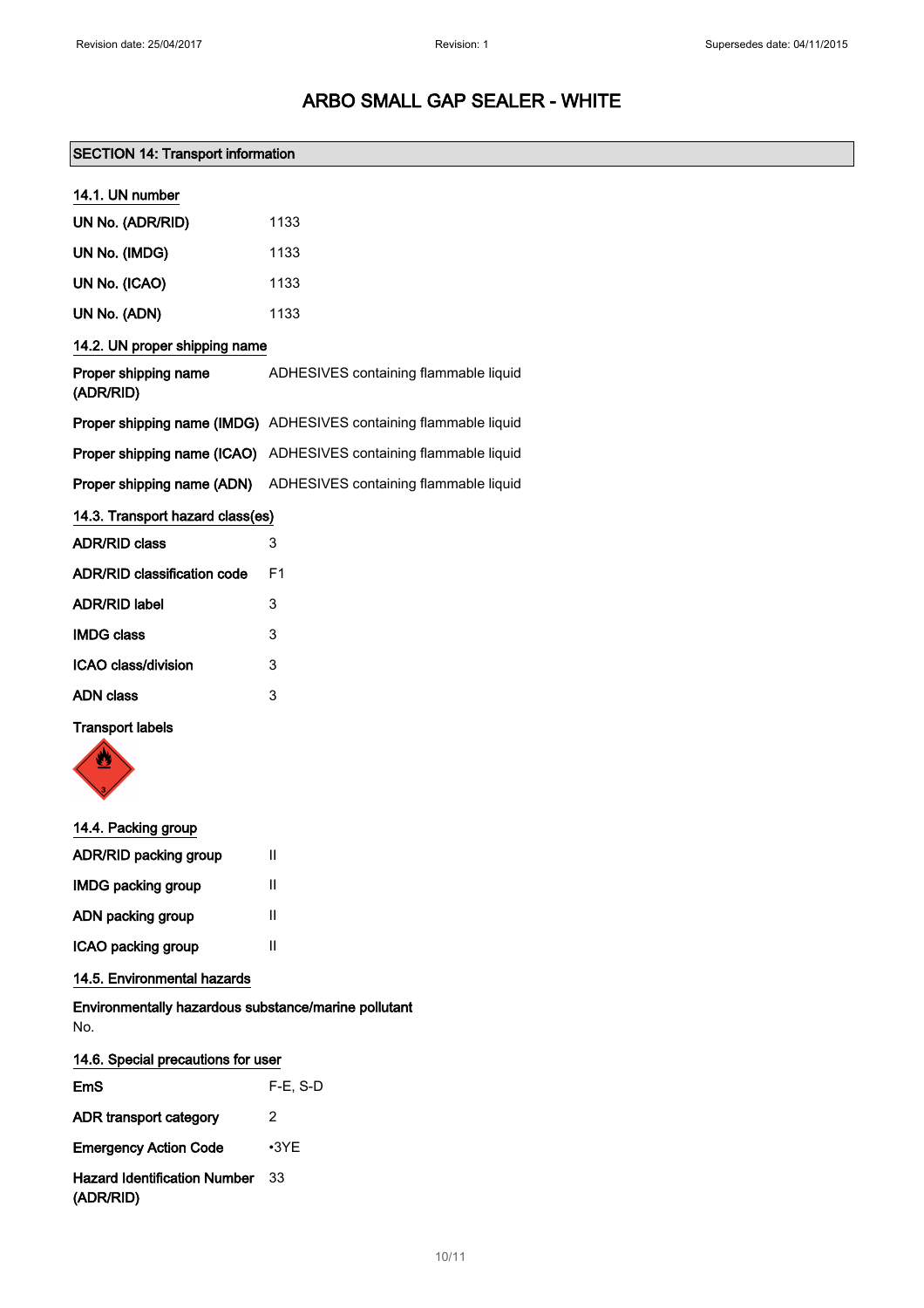# ARBO SMALL GAP SEALER - WHITE

## SECTION 14: Transport information

### 14.1. UN number

| | |
|---|---|
| **UN No. (ADR/RID)** | 1133 |
| **UN No. (IMDG)** | 1133 |
| **UN No. (ICAO)** | 1133 |
| **UN No. (ADN)** | 1133 |

### 14.2. UN proper shipping name

| | |
|---|---|
| **Proper shipping name (ADR/RID)** | ADHESIVES containing flammable liquid |
| **Proper shipping name (IMDG)** | ADHESIVES containing flammable liquid |
| **Proper shipping name (ICAO)** | ADHESIVES containing flammable liquid |
| **Proper shipping name (ADN)** | ADHESIVES containing flammable liquid |

### 14.3. Transport hazard class(es)

| | |
|---|---|
| **ADR/RID class** | 3 |
| **ADR/RID classification code** | F1 |
| **ADR/RID label** | 3 |
| **IMDG class** | 3 |
| **ICAO class/division** | 3 |
| **ADN class** | 3 |

**Transport labels**

### 14.4. Packing group

| | |
|---|---|
| **ADR/RID packing group** | II |
| **IMDG packing group** | II |
| **ADN packing group** | II |
| **ICAO packing group** | II |

### 14.5. Environmental hazards

**Environmentally hazardous substance/marine pollutant**

No.

### 14.6. Special precautions for user

| | |
|---|---|
| **EmS** | F-E, S-D |
| **ADR transport category** | 2 |
| **Emergency Action Code** | •3YE |
| **Hazard Identification Number (ADR/RID)** | 33 |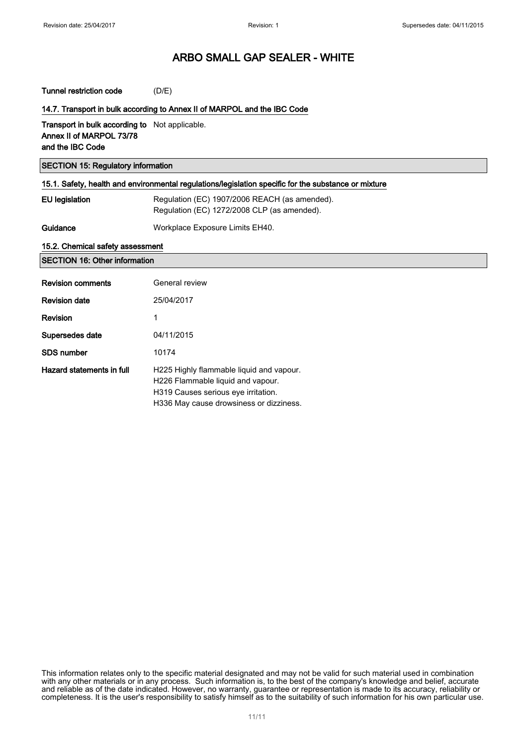# ARBO SMALL GAP SEALER - WHITE

**Tunnel restriction code** (D/E)

### 14.7. Transport in bulk according to Annex II of MARPOL and the IBC Code

**Transport in bulk according to Annex II of MARPOL 73/78 and the IBC Code** Not applicable.

## SECTION 15: Regulatory information

### 15.1. Safety, health and environmental regulations/legislation specific for the substance or mixture

| | |
|---|---|
| **EU legislation** | Regulation (EC) 1907/2006 REACH (as amended).<br>Regulation (EC) 1272/2008 CLP (as amended). |
| **Guidance** | Workplace Exposure Limits EH40. |

### 15.2. Chemical safety assessment

## SECTION 16: Other information

| | |
|---|---|
| **Revision comments** | General review |
| **Revision date** | 25/04/2017 |
| **Revision** | 1 |
| **Supersedes date** | 04/11/2015 |
| **SDS number** | 10174 |
| **Hazard statements in full** | H225 Highly flammable liquid and vapour.<br>H226 Flammable liquid and vapour.<br>H319 Causes serious eye irritation.<br>H336 May cause drowsiness or dizziness. |

This information relates only to the specific material designated and may not be valid for such material used in combination with any other materials or in any process. Such information is, to the best of the company's knowledge and belief, accurate and reliable as of the date indicated. However, no warranty, guarantee or representation is made to its accuracy, reliability or completeness. It is the user's responsibility to satisfy himself as to the suitability of such information for his own particular use.